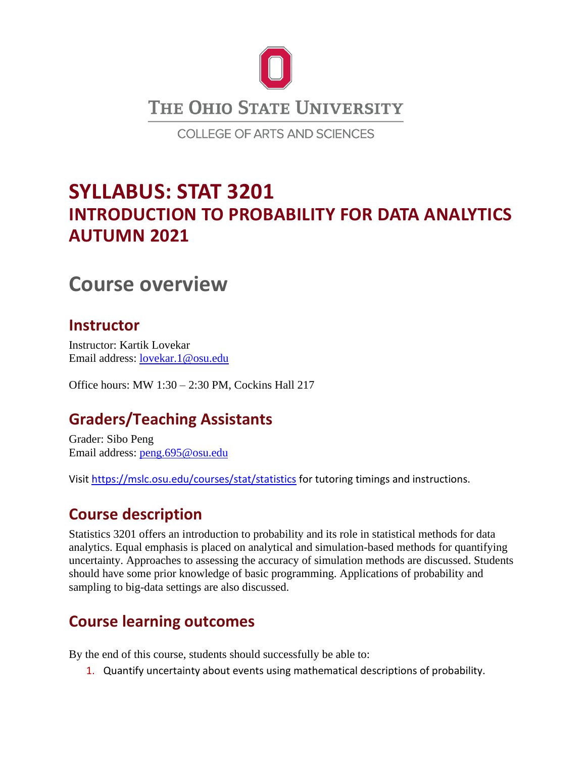THE OHIO STATE UNIVERSITY

COLLEGE OF ARTS AND SCIENCES

# SYLLABUS: STAT 3201
# INTRODUCTION TO PROBABILITY FOR DATA ANALYTICS
# AUTUMN 2021

# Course overview

## Instructor

Instructor: Kartik Lovekar
Email address: lovekar.1@osu.edu

Office hours: MW 1:30 – 2:30 PM, Cockins Hall 217

## Graders/Teaching Assistants

Grader: Sibo Peng
Email address: peng.695@osu.edu

Visit https://mslc.osu.edu/courses/stat/statistics for tutoring timings and instructions.

## Course description

Statistics 3201 offers an introduction to probability and its role in statistical methods for data analytics. Equal emphasis is placed on analytical and simulation-based methods for quantifying uncertainty. Approaches to assessing the accuracy of simulation methods are discussed. Students should have some prior knowledge of basic programming. Applications of probability and sampling to big-data settings are also discussed.

## Course learning outcomes

By the end of this course, students should successfully be able to:

1. Quantify uncertainty about events using mathematical descriptions of probability.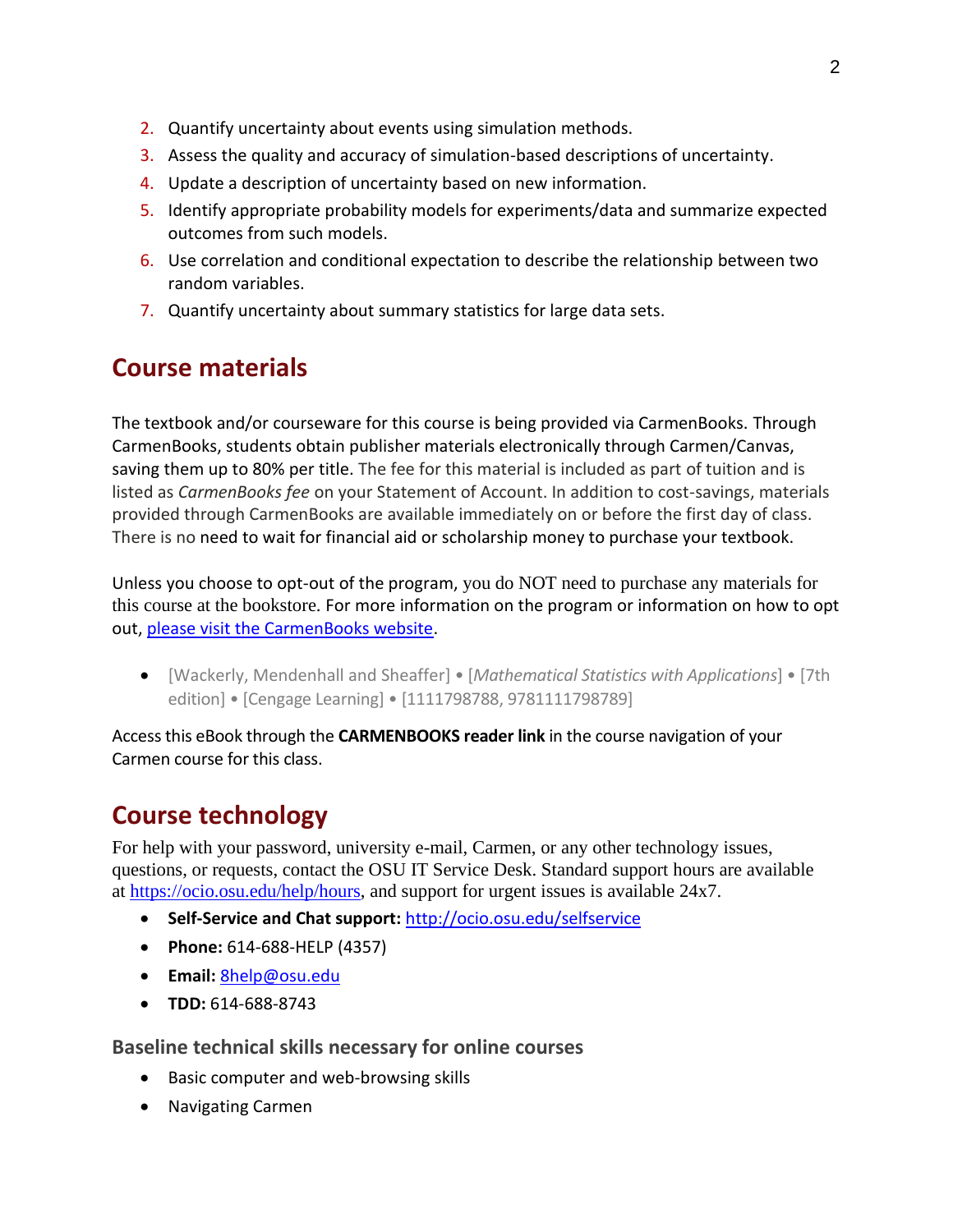2. Quantify uncertainty about events using simulation methods.
3. Assess the quality and accuracy of simulation-based descriptions of uncertainty.
4. Update a description of uncertainty based on new information.
5. Identify appropriate probability models for experiments/data and summarize expected outcomes from such models.
6. Use correlation and conditional expectation to describe the relationship between two random variables.
7. Quantify uncertainty about summary statistics for large data sets.

## Course materials

The textbook and/or courseware for this course is being provided via CarmenBooks. Through CarmenBooks, students obtain publisher materials electronically through Carmen/Canvas, saving them up to 80% per title. The fee for this material is included as part of tuition and is listed as *CarmenBooks fee* on your Statement of Account. In addition to cost-savings, materials provided through CarmenBooks are available immediately on or before the first day of class. There is no need to wait for financial aid or scholarship money to purchase your textbook.

Unless you choose to opt-out of the program, you do NOT need to purchase any materials for this course at the bookstore. For more information on the program or information on how to opt out, [please visit the CarmenBooks website](#).

- [Wackerly, Mendenhall and Sheaffer] • [*Mathematical Statistics with Applications*] • [7th edition] • [Cengage Learning] • [1111798788, 9781111798789]

Access this eBook through the **CARMENBOOKS reader link** in the course navigation of your Carmen course for this class.

## Course technology

For help with your password, university e-mail, Carmen, or any other technology issues, questions, or requests, contact the OSU IT Service Desk. Standard support hours are available at https://ocio.osu.edu/help/hours, and support for urgent issues is available 24x7.

- **Self-Service and Chat support:** http://ocio.osu.edu/selfservice
- **Phone:** 614-688-HELP (4357)
- **Email:** 8help@osu.edu
- **TDD:** 614-688-8743

### Baseline technical skills necessary for online courses

- Basic computer and web-browsing skills
- Navigating Carmen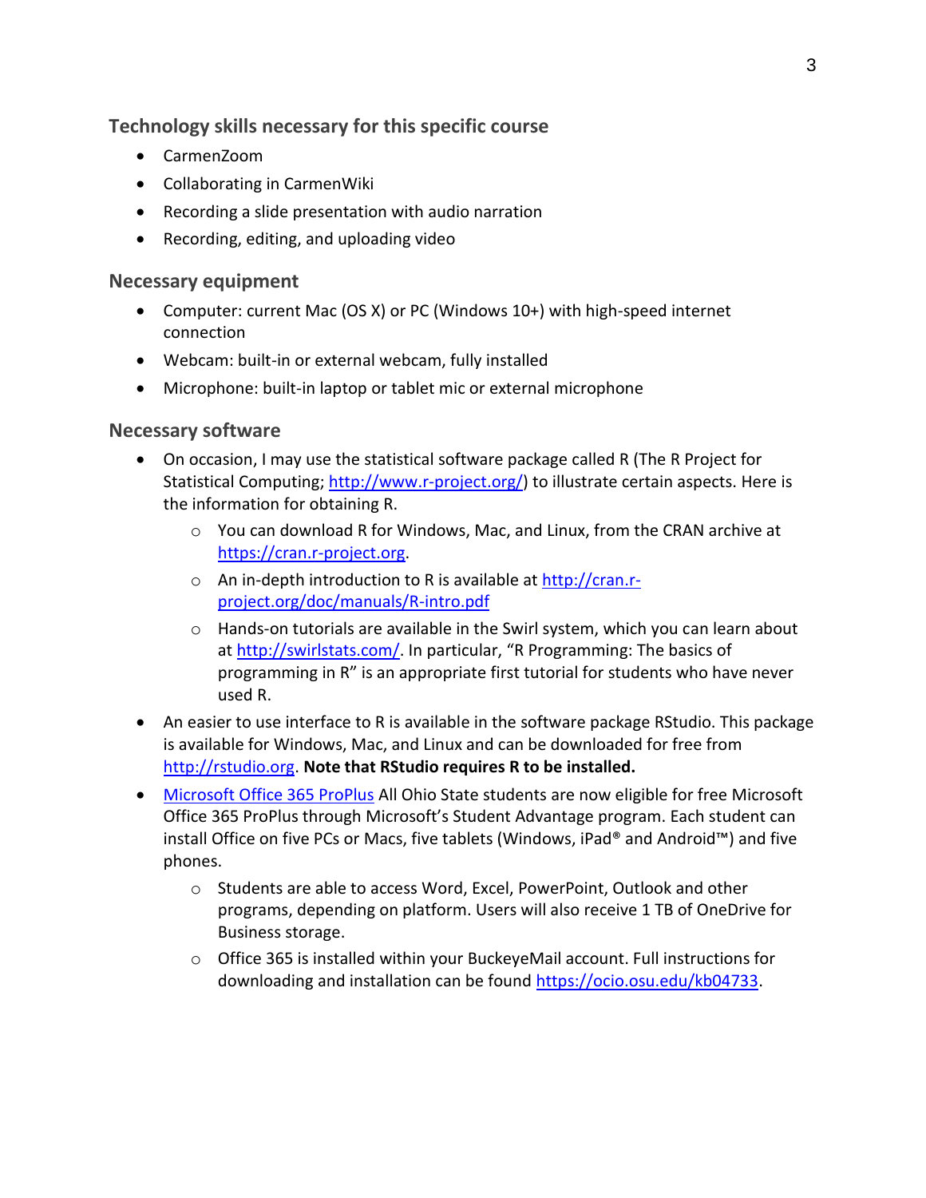### Technology skills necessary for this specific course

- CarmenZoom
- Collaborating in CarmenWiki
- Recording a slide presentation with audio narration
- Recording, editing, and uploading video

### Necessary equipment

- Computer: current Mac (OS X) or PC (Windows 10+) with high-speed internet connection
- Webcam: built-in or external webcam, fully installed
- Microphone: built-in laptop or tablet mic or external microphone

### Necessary software

- On occasion, I may use the statistical software package called R (The R Project for Statistical Computing; [http://www.r-project.org/](http://www.r-project.org/)) to illustrate certain aspects. Here is the information for obtaining R.
    - You can download R for Windows, Mac, and Linux, from the CRAN archive at [https://cran.r-project.org](https://cran.r-project.org).
    - An in-depth introduction to R is available at [http://cran.r-project.org/doc/manuals/R-intro.pdf](http://cran.r-project.org/doc/manuals/R-intro.pdf)
    - Hands-on tutorials are available in the Swirl system, which you can learn about at [http://swirlstats.com/](http://swirlstats.com/). In particular, "R Programming: The basics of programming in R" is an appropriate first tutorial for students who have never used R.
- An easier to use interface to R is available in the software package RStudio. This package is available for Windows, Mac, and Linux and can be downloaded for free from [http://rstudio.org](http://rstudio.org). **Note that RStudio requires R to be installed.**
- Microsoft Office 365 ProPlus All Ohio State students are now eligible for free Microsoft Office 365 ProPlus through Microsoft's Student Advantage program. Each student can install Office on five PCs or Macs, five tablets (Windows, iPad® and Android™) and five phones.
    - Students are able to access Word, Excel, PowerPoint, Outlook and other programs, depending on platform. Users will also receive 1 TB of OneDrive for Business storage.
    - Office 365 is installed within your BuckeyeMail account. Full instructions for downloading and installation can be found [https://ocio.osu.edu/kb04733](https://ocio.osu.edu/kb04733).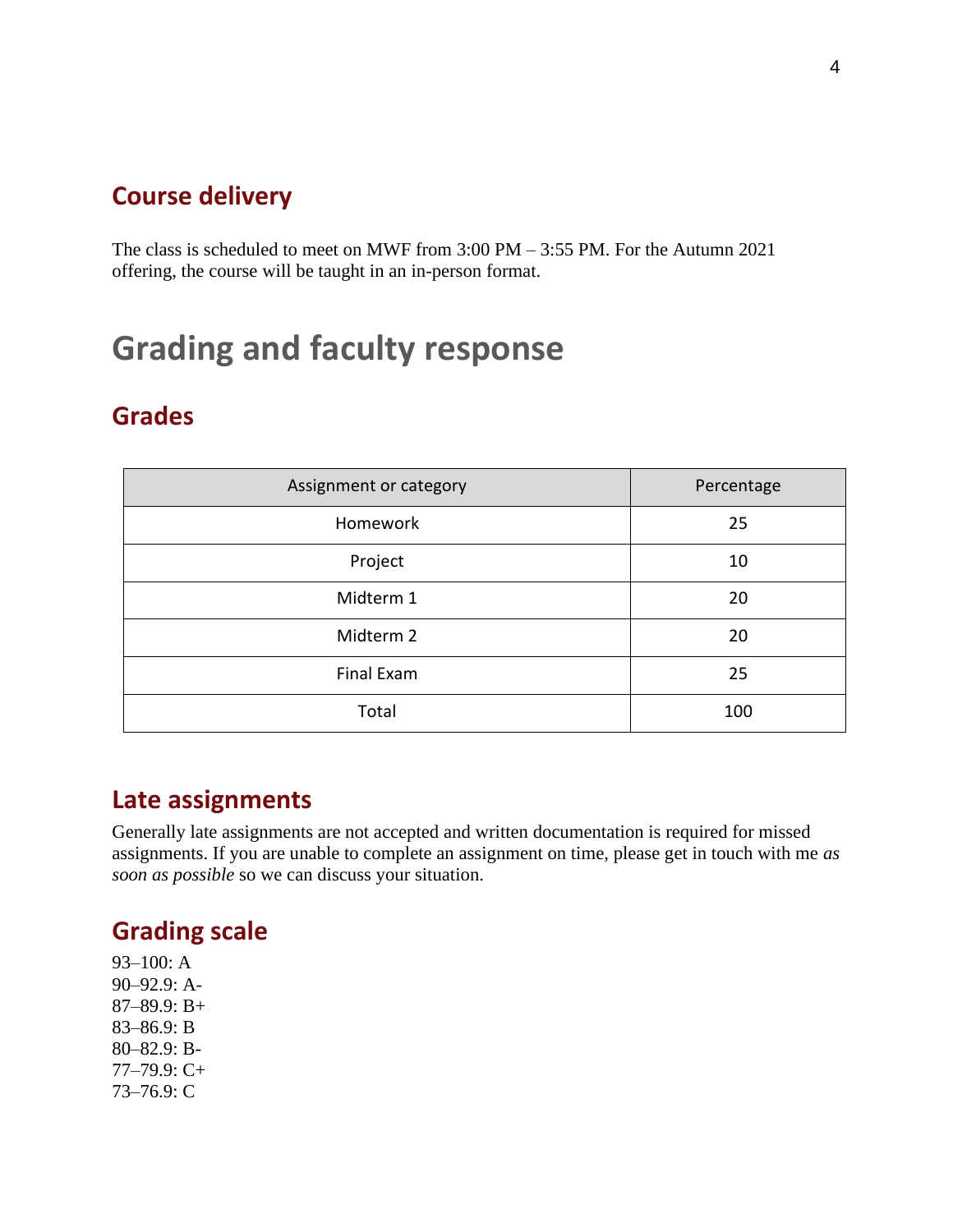## Course delivery

The class is scheduled to meet on MWF from 3:00 PM – 3:55 PM. For the Autumn 2021 offering, the course will be taught in an in-person format.

# Grading and faculty response

## Grades

| Assignment or category | Percentage |
| --- | --- |
| Homework | 25 |
| Project | 10 |
| Midterm 1 | 20 |
| Midterm 2 | 20 |
| Final Exam | 25 |
| Total | 100 |

## Late assignments

Generally late assignments are not accepted and written documentation is required for missed assignments. If you are unable to complete an assignment on time, please get in touch with me *as soon as possible* so we can discuss your situation.

## Grading scale

93–100: A
90–92.9: A-
87–89.9: B+
83–86.9: B
80–82.9: B-
77–79.9: C+
73–76.9: C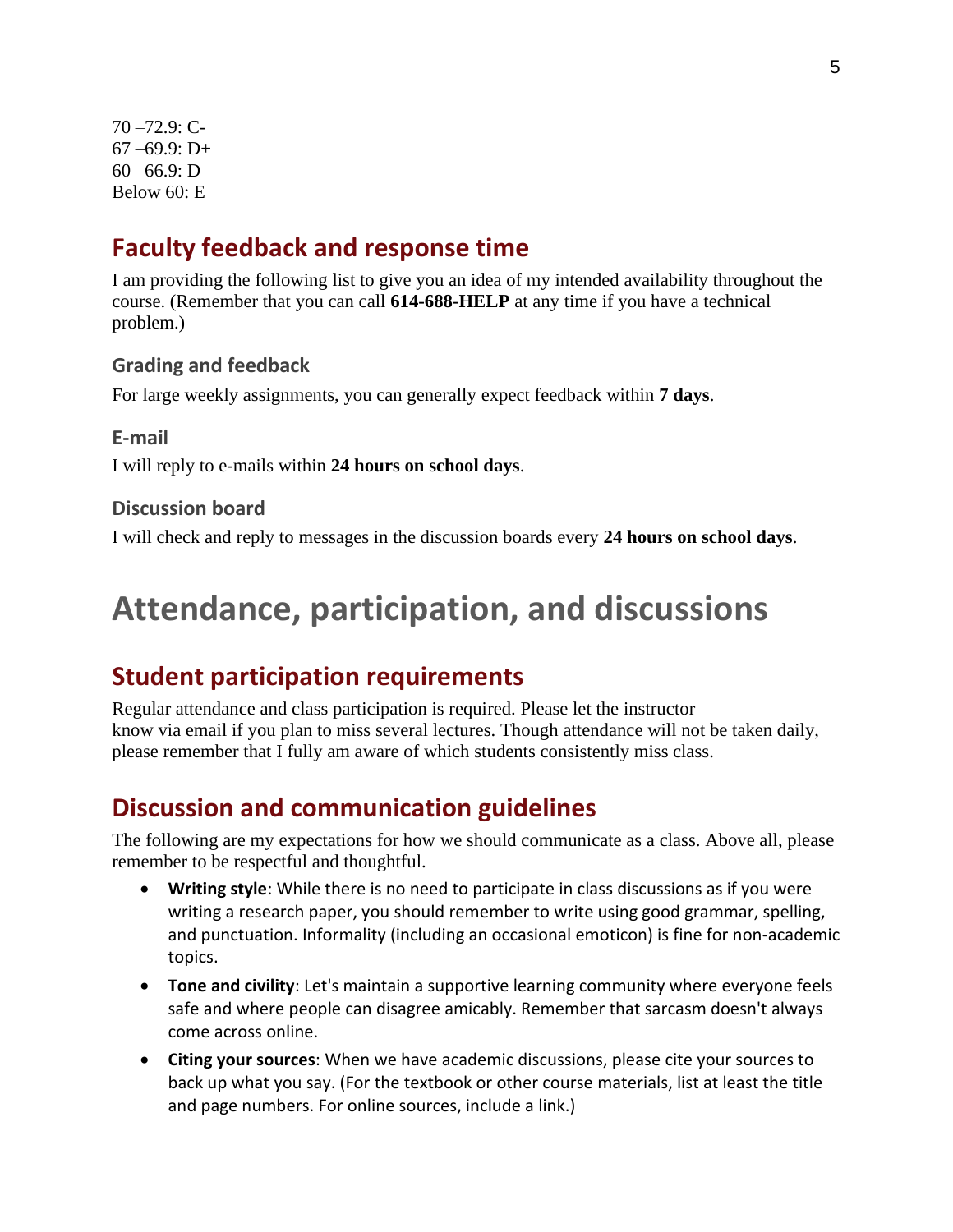70 –72.9: C-
67 –69.9: D+
60 –66.9: D
Below 60: E

## Faculty feedback and response time

I am providing the following list to give you an idea of my intended availability throughout the course. (Remember that you can call **614-688-HELP** at any time if you have a technical problem.)

### Grading and feedback

For large weekly assignments, you can generally expect feedback within **7 days**.

### E-mail

I will reply to e-mails within **24 hours on school days**.

### Discussion board

I will check and reply to messages in the discussion boards every **24 hours on school days**.

# Attendance, participation, and discussions

## Student participation requirements

Regular attendance and class participation is required. Please let the instructor know via email if you plan to miss several lectures. Though attendance will not be taken daily, please remember that I fully am aware of which students consistently miss class.

## Discussion and communication guidelines

The following are my expectations for how we should communicate as a class. Above all, please remember to be respectful and thoughtful.

- **Writing style**: While there is no need to participate in class discussions as if you were writing a research paper, you should remember to write using good grammar, spelling, and punctuation. Informality (including an occasional emoticon) is fine for non-academic topics.
- **Tone and civility**: Let's maintain a supportive learning community where everyone feels safe and where people can disagree amicably. Remember that sarcasm doesn't always come across online.
- **Citing your sources**: When we have academic discussions, please cite your sources to back up what you say. (For the textbook or other course materials, list at least the title and page numbers. For online sources, include a link.)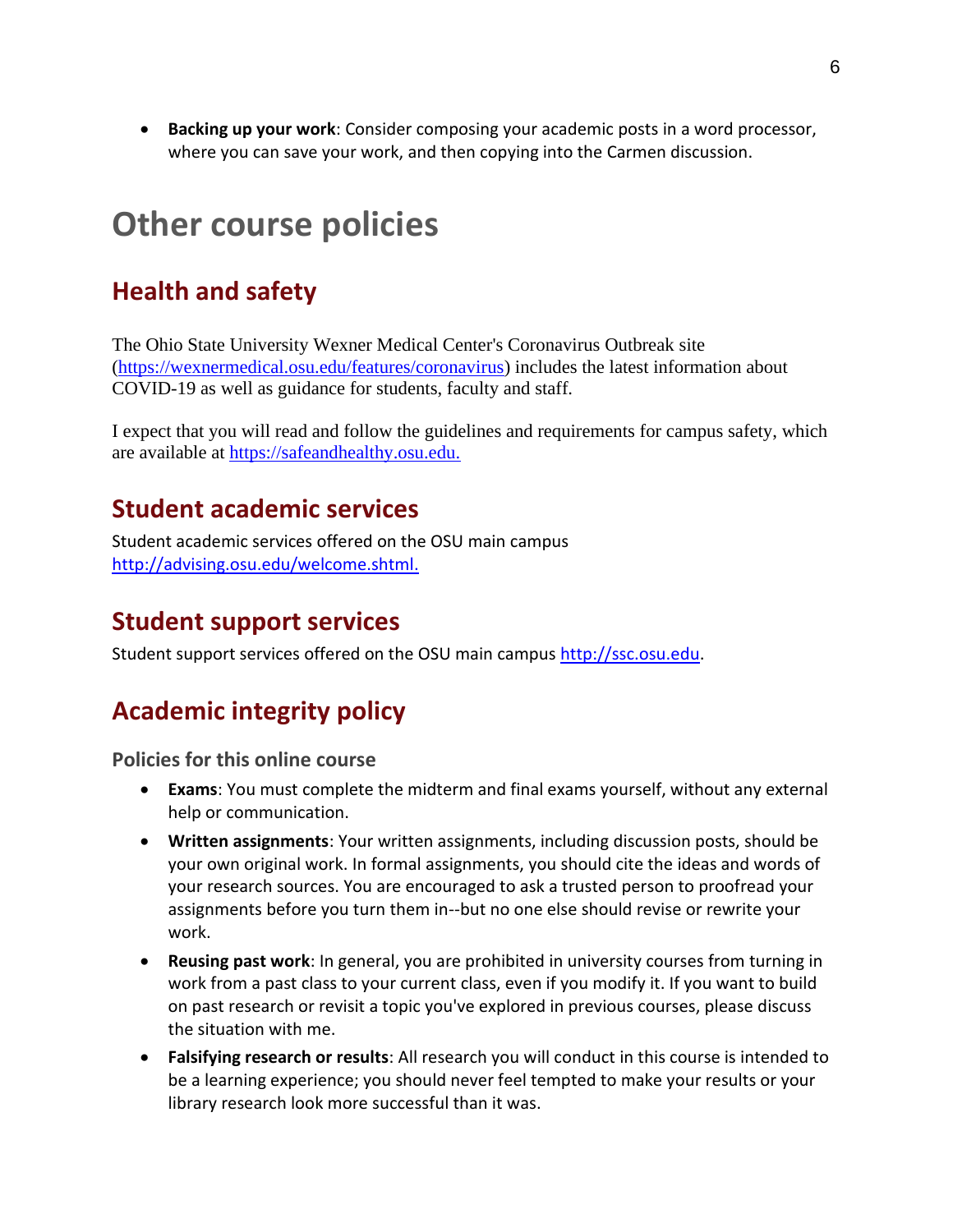- **Backing up your work**: Consider composing your academic posts in a word processor, where you can save your work, and then copying into the Carmen discussion.

# Other course policies

## Health and safety

The Ohio State University Wexner Medical Center's Coronavirus Outbreak site (https://wexnermedical.osu.edu/features/coronavirus) includes the latest information about COVID-19 as well as guidance for students, faculty and staff.

I expect that you will read and follow the guidelines and requirements for campus safety, which are available at https://safeandhealthy.osu.edu.

## Student academic services

Student academic services offered on the OSU main campus http://advising.osu.edu/welcome.shtml.

## Student support services

Student support services offered on the OSU main campus http://ssc.osu.edu.

## Academic integrity policy

### Policies for this online course

- **Exams**: You must complete the midterm and final exams yourself, without any external help or communication.
- **Written assignments**: Your written assignments, including discussion posts, should be your own original work. In formal assignments, you should cite the ideas and words of your research sources. You are encouraged to ask a trusted person to proofread your assignments before you turn them in--but no one else should revise or rewrite your work.
- **Reusing past work**: In general, you are prohibited in university courses from turning in work from a past class to your current class, even if you modify it. If you want to build on past research or revisit a topic you've explored in previous courses, please discuss the situation with me.
- **Falsifying research or results**: All research you will conduct in this course is intended to be a learning experience; you should never feel tempted to make your results or your library research look more successful than it was.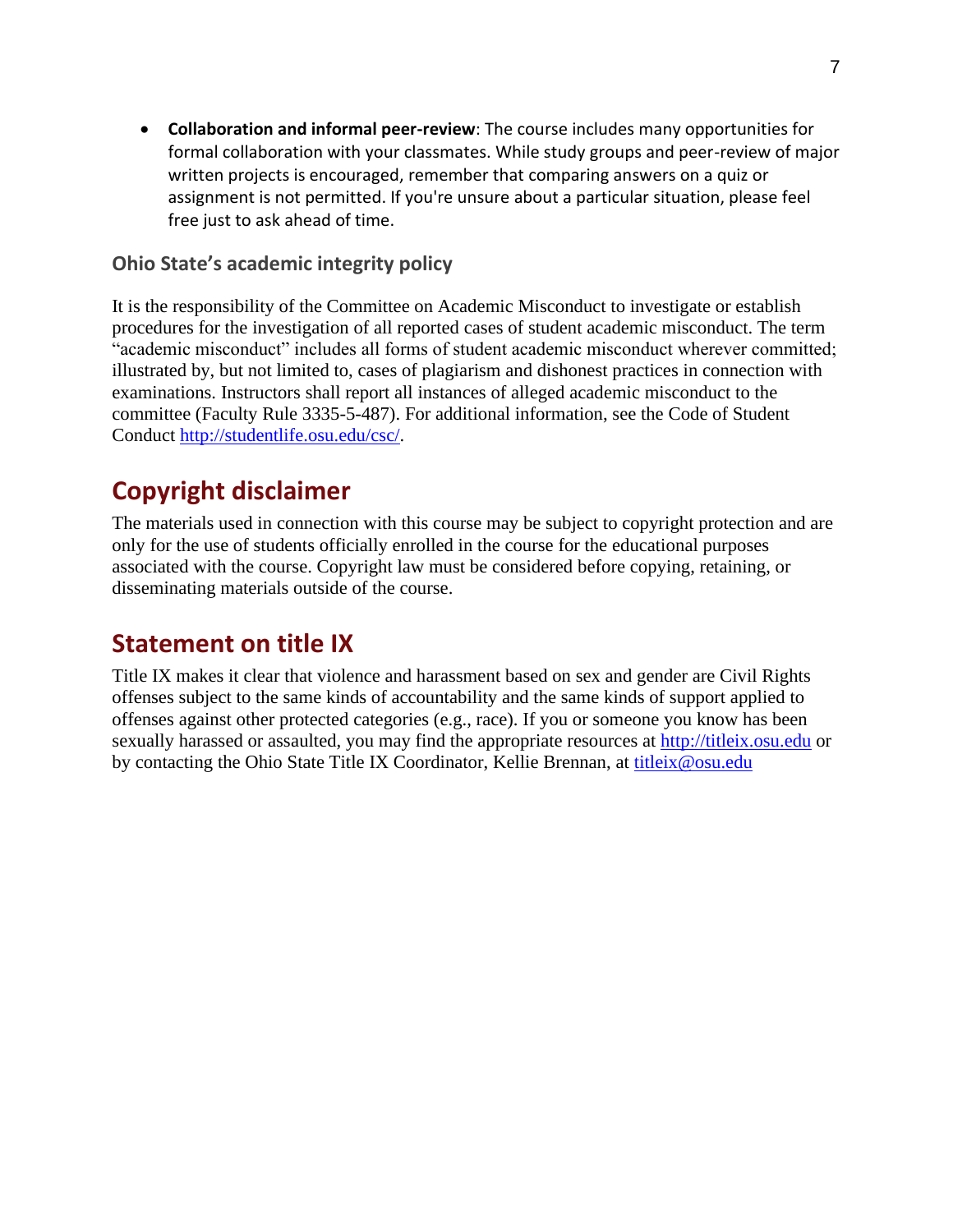- **Collaboration and informal peer-review**: The course includes many opportunities for formal collaboration with your classmates. While study groups and peer-review of major written projects is encouraged, remember that comparing answers on a quiz or assignment is not permitted. If you're unsure about a particular situation, please feel free just to ask ahead of time.

### Ohio State's academic integrity policy

It is the responsibility of the Committee on Academic Misconduct to investigate or establish procedures for the investigation of all reported cases of student academic misconduct. The term "academic misconduct" includes all forms of student academic misconduct wherever committed; illustrated by, but not limited to, cases of plagiarism and dishonest practices in connection with examinations. Instructors shall report all instances of alleged academic misconduct to the committee (Faculty Rule 3335-5-487). For additional information, see the Code of Student Conduct http://studentlife.osu.edu/csc/.

## Copyright disclaimer

The materials used in connection with this course may be subject to copyright protection and are only for the use of students officially enrolled in the course for the educational purposes associated with the course. Copyright law must be considered before copying, retaining, or disseminating materials outside of the course.

## Statement on title IX

Title IX makes it clear that violence and harassment based on sex and gender are Civil Rights offenses subject to the same kinds of accountability and the same kinds of support applied to offenses against other protected categories (e.g., race). If you or someone you know has been sexually harassed or assaulted, you may find the appropriate resources at http://titleix.osu.edu or by contacting the Ohio State Title IX Coordinator, Kellie Brennan, at titleix@osu.edu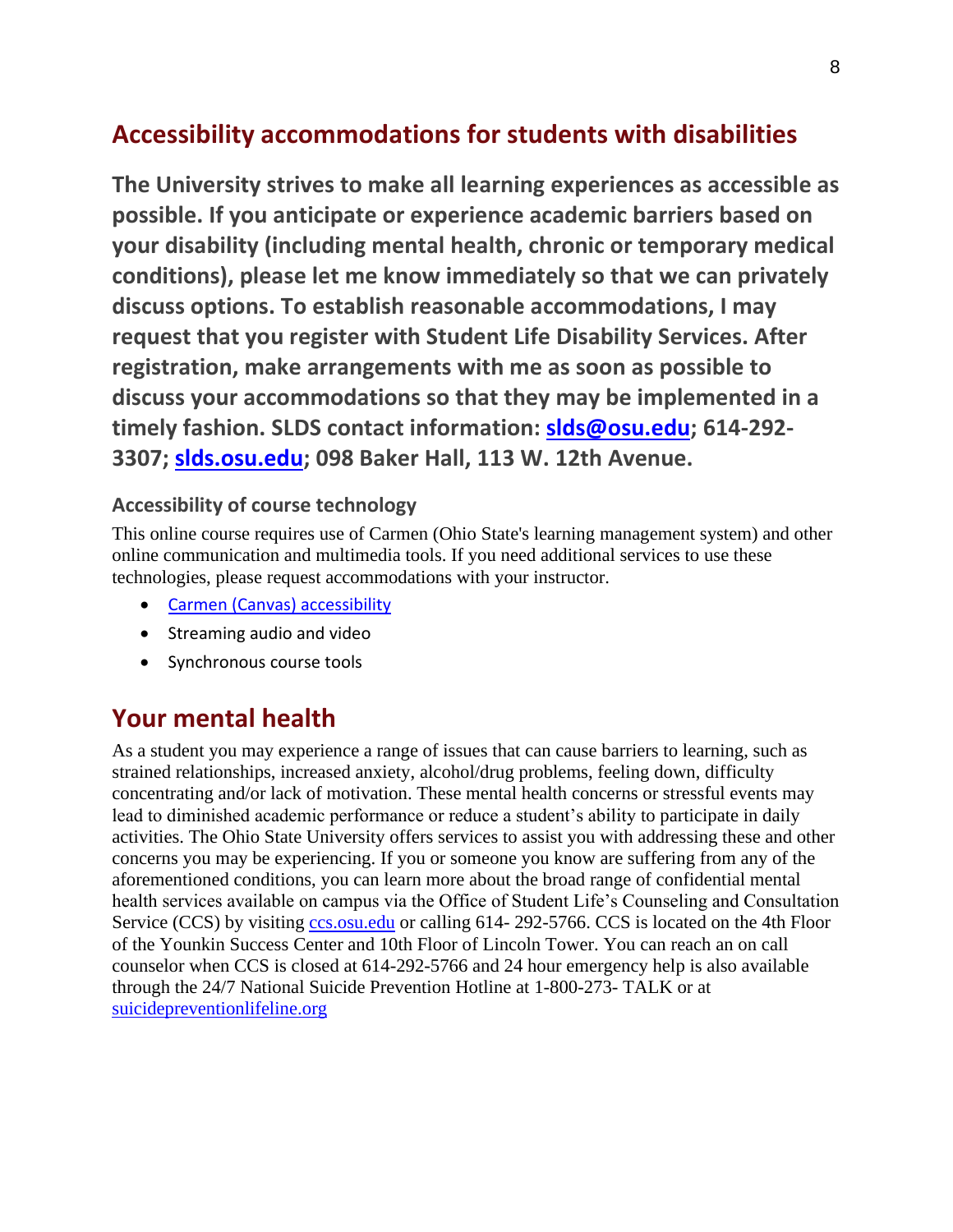## Accessibility accommodations for students with disabilities

**The University strives to make all learning experiences as accessible as possible. If you anticipate or experience academic barriers based on your disability (including mental health, chronic or temporary medical conditions), please let me know immediately so that we can privately discuss options. To establish reasonable accommodations, I may request that you register with Student Life Disability Services. After registration, make arrangements with me as soon as possible to discuss your accommodations so that they may be implemented in a timely fashion. SLDS contact information: [slds@osu.edu](mailto:slds@osu.edu); 614-292-3307; [slds.osu.edu](http://slds.osu.edu); 098 Baker Hall, 113 W. 12th Avenue.**

### Accessibility of course technology

This online course requires use of Carmen (Ohio State's learning management system) and other online communication and multimedia tools. If you need additional services to use these technologies, please request accommodations with your instructor.

- [Carmen (Canvas) accessibility]()
- Streaming audio and video
- Synchronous course tools

## Your mental health

As a student you may experience a range of issues that can cause barriers to learning, such as strained relationships, increased anxiety, alcohol/drug problems, feeling down, difficulty concentrating and/or lack of motivation. These mental health concerns or stressful events may lead to diminished academic performance or reduce a student's ability to participate in daily activities. The Ohio State University offers services to assist you with addressing these and other concerns you may be experiencing. If you or someone you know are suffering from any of the aforementioned conditions, you can learn more about the broad range of confidential mental health services available on campus via the Office of Student Life's Counseling and Consultation Service (CCS) by visiting [ccs.osu.edu](http://ccs.osu.edu) or calling 614- 292-5766. CCS is located on the 4th Floor of the Younkin Success Center and 10th Floor of Lincoln Tower. You can reach an on call counselor when CCS is closed at 614-292-5766 and 24 hour emergency help is also available through the 24/7 National Suicide Prevention Hotline at 1-800-273- TALK or at [suicidepreventionlifeline.org](http://suicidepreventionlifeline.org)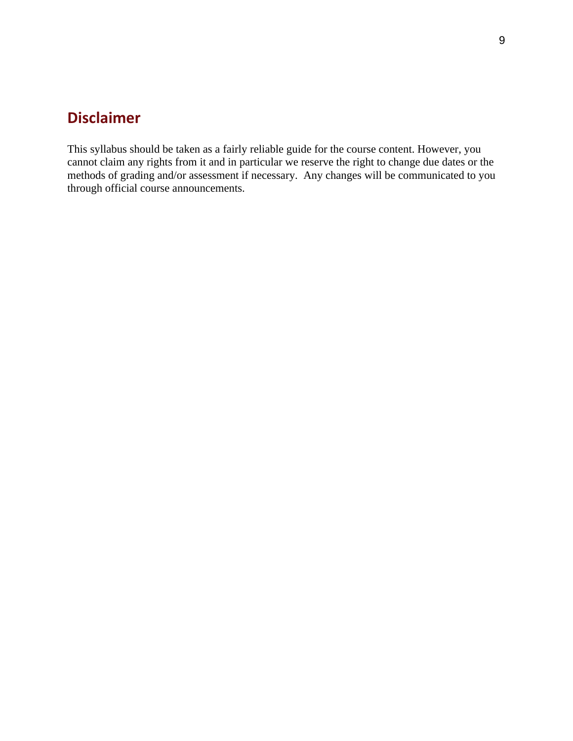## Disclaimer

This syllabus should be taken as a fairly reliable guide for the course content. However, you cannot claim any rights from it and in particular we reserve the right to change due dates or the methods of grading and/or assessment if necessary. Any changes will be communicated to you through official course announcements.